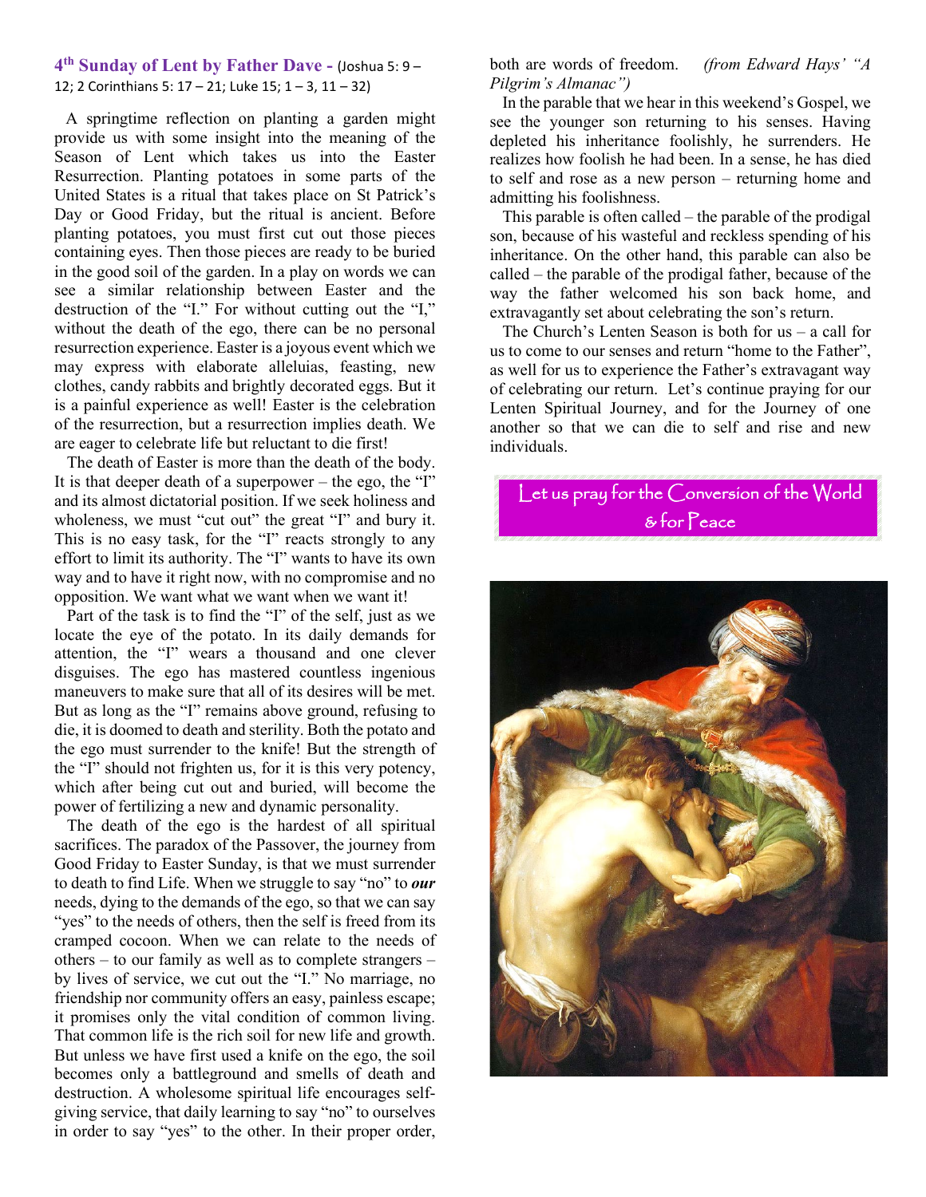## 4th Sunday of Lent by Father Dave - (Joshua 5: 9 – 12; 2 Corinthians 5: 17 – 21; Luke 15; 1 – 3, 11 – 32)

A springtime reflection on planting a garden might provide us with some insight into the meaning of the Season of Lent which takes us into the Easter Resurrection. Planting potatoes in some parts of the United States is a ritual that takes place on St Patrick's Day or Good Friday, but the ritual is ancient. Before planting potatoes, you must first cut out those pieces containing eyes. Then those pieces are ready to be buried in the good soil of the garden. In a play on words we can see a similar relationship between Easter and the destruction of the "I." For without cutting out the "I," without the death of the ego, there can be no personal resurrection experience. Easter is a joyous event which we may express with elaborate alleluias, feasting, new clothes, candy rabbits and brightly decorated eggs. But it is a painful experience as well! Easter is the celebration of the resurrection, but a resurrection implies death. We are eager to celebrate life but reluctant to die first!

The death of Easter is more than the death of the body. It is that deeper death of a superpower – the ego, the "I" and its almost dictatorial position. If we seek holiness and wholeness, we must "cut out" the great "I" and bury it. This is no easy task, for the "I" reacts strongly to any effort to limit its authority. The "I" wants to have its own way and to have it right now, with no compromise and no opposition. We want what we want when we want it!

Part of the task is to find the "I" of the self, just as we locate the eye of the potato. In its daily demands for attention, the "I" wears a thousand and one clever disguises. The ego has mastered countless ingenious maneuvers to make sure that all of its desires will be met. But as long as the "I" remains above ground, refusing to die, it is doomed to death and sterility. Both the potato and the ego must surrender to the knife! But the strength of the "I" should not frighten us, for it is this very potency, which after being cut out and buried, will become the power of fertilizing a new and dynamic personality.

The death of the ego is the hardest of all spiritual sacrifices. The paradox of the Passover, the journey from Good Friday to Easter Sunday, is that we must surrender to death to find Life. When we struggle to say "no" to ***our*** needs, dying to the demands of the ego, so that we can say "yes" to the needs of others, then the self is freed from its cramped cocoon. When we can relate to the needs of others – to our family as well as to complete strangers – by lives of service, we cut out the "I." No marriage, no friendship nor community offers an easy, painless escape; it promises only the vital condition of common living. That common life is the rich soil for new life and growth. But unless we have first used a knife on the ego, the soil becomes only a battleground and smells of death and destruction. A wholesome spiritual life encourages self-giving service, that daily learning to say "no" to ourselves in order to say "yes" to the other. In their proper order, both are words of freedom. *(from Edward Hays' "A Pilgrim's Almanac")*

In the parable that we hear in this weekend's Gospel, we see the younger son returning to his senses. Having depleted his inheritance foolishly, he surrenders. He realizes how foolish he had been. In a sense, he has died to self and rose as a new person – returning home and admitting his foolishness.

This parable is often called – the parable of the prodigal son, because of his wasteful and reckless spending of his inheritance. On the other hand, this parable can also be called – the parable of the prodigal father, because of the way the father welcomed his son back home, and extravagantly set about celebrating the son's return.

The Church's Lenten Season is both for us – a call for us to come to our senses and return "home to the Father", as well for us to experience the Father's extravagant way of celebrating our return. Let's continue praying for our Lenten Spiritual Journey, and for the Journey of one another so that we can die to self and rise and new individuals.

**Let us pray for the Conversion of the World & for Peace**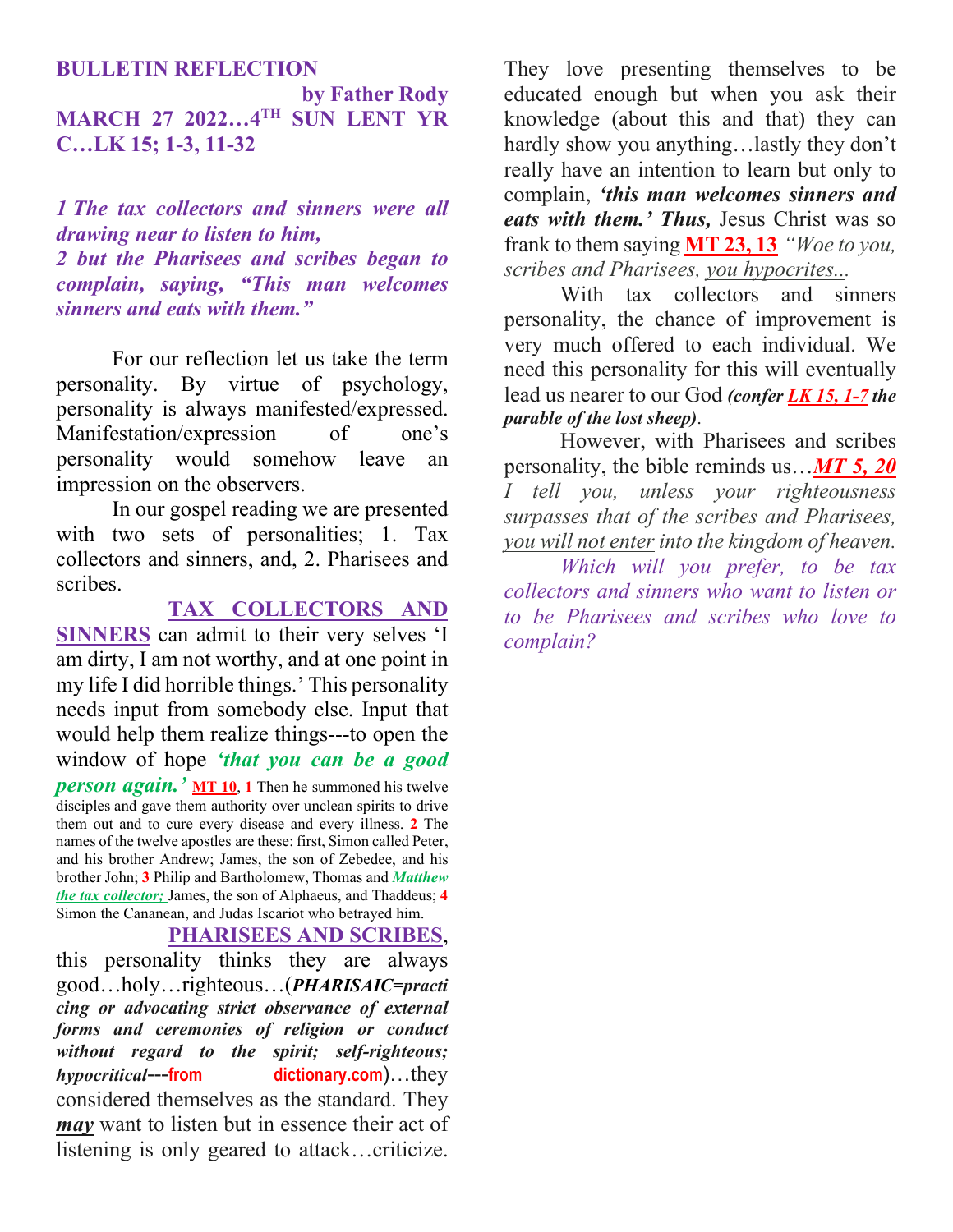**BULLETIN REFLECTION**

**by Father Rody**

**MARCH 27 2022…4TH SUN LENT YR C…LK 15; 1-3, 11-32**

***1 The tax collectors and sinners were all drawing near to listen to him,***
***2 but the Pharisees and scribes began to complain, saying, "This man welcomes sinners and eats with them."***

For our reflection let us take the term personality. By virtue of psychology, personality is always manifested/expressed. Manifestation/expression of one's personality would somehow leave an impression on the observers.

In our gospel reading we are presented with two sets of personalities; 1. Tax collectors and sinners, and, 2. Pharisees and scribes.

**TAX COLLECTORS AND SINNERS** can admit to their very selves 'I am dirty, I am not worthy, and at one point in my life I did horrible things.' This personality needs input from somebody else. Input that would help them realize things---to open the window of hope ***'that you can be a good person again.'*** **MT 10**, **1** Then he summoned his twelve disciples and gave them authority over unclean spirits to drive them out and to cure every disease and every illness. **2** The names of the twelve apostles are these: first, Simon called Peter, and his brother Andrew; James, the son of Zebedee, and his brother John; **3** Philip and Bartholomew, Thomas and ***Matthew the tax collector;*** James, the son of Alphaeus, and Thaddeus; **4** Simon the Cananean, and Judas Iscariot who betrayed him.

**PHARISEES AND SCRIBES**, this personality thinks they are always good…holy…righteous…(***PHARISAIC=practicing or advocating strict observance of external forms and ceremonies of religion or conduct without regard to the spirit; self-righteous; hypocritical*---from dictionary.com**)…they considered themselves as the standard. They ***may*** want to listen but in essence their act of listening is only geared to attack…criticize. They love presenting themselves to be educated enough but when you ask their knowledge (about this and that) they can hardly show you anything…lastly they don't really have an intention to learn but only to complain, ***'this man welcomes sinners and eats with them.' Thus,*** Jesus Christ was so frank to them saying **MT 23, 13** *"Woe to you, scribes and Pharisees, you hypocrites...*

With tax collectors and sinners personality, the chance of improvement is very much offered to each individual. We need this personality for this will eventually lead us nearer to our God ***(confer LK 15, 1-7 the parable of the lost sheep)***.

However, with Pharisees and scribes personality, the bible reminds us…***MT 5, 20*** *I tell you, unless your righteousness surpasses that of the scribes and Pharisees, you will not enter into the kingdom of heaven.*

*Which will you prefer, to be tax collectors and sinners who want to listen or to be Pharisees and scribes who love to complain?*